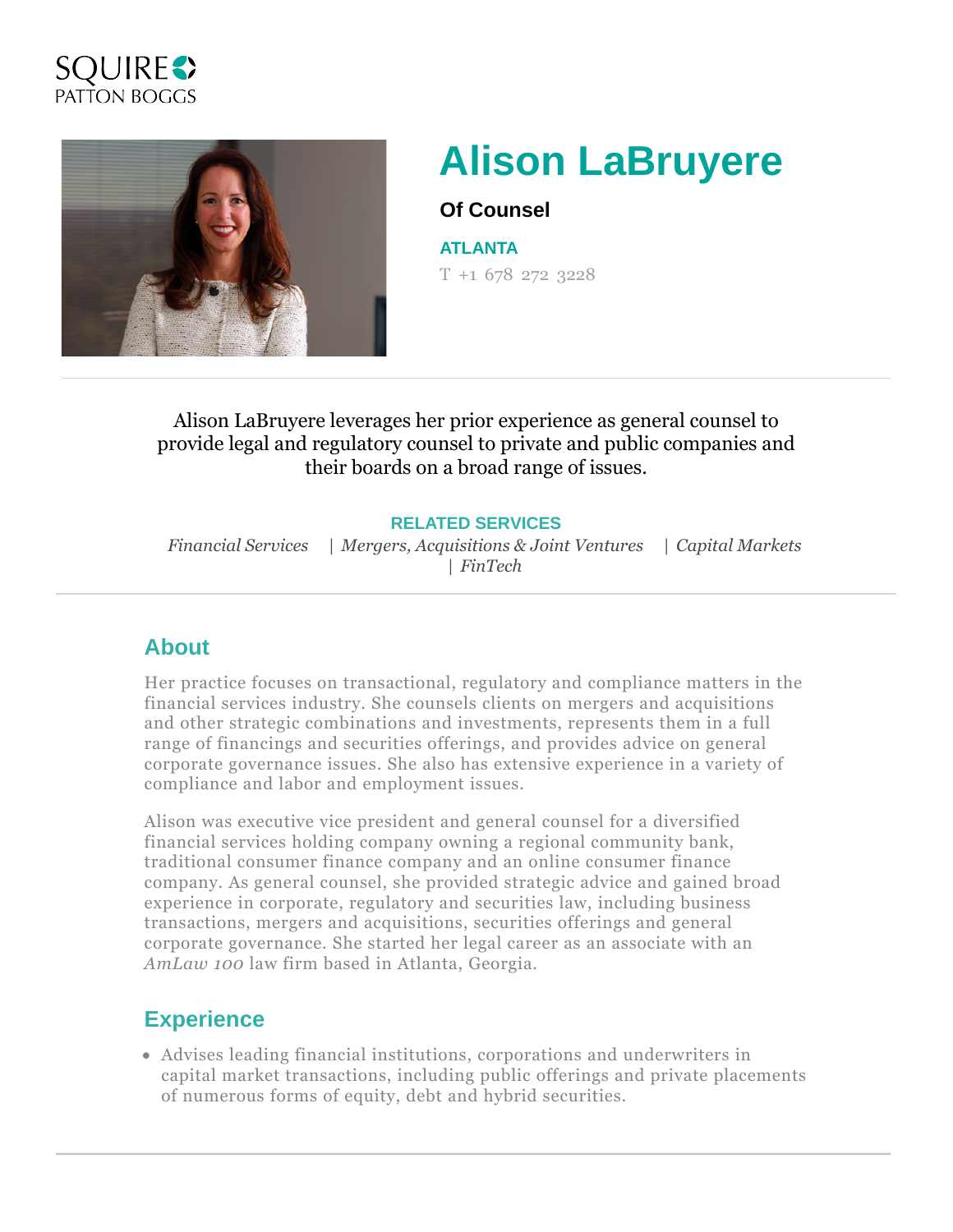SQUIRE PATTON BOGGS

# Alison LaBruyere

**Of Counsel**

**ATLANTA**

T +1 678 272 3228

Alison LaBruyere leverages her prior experience as general counsel to provide legal and regulatory counsel to private and public companies and their boards on a broad range of issues.

**RELATED SERVICES**

*Financial Services* | *Mergers, Acquisitions & Joint Ventures* | *Capital Markets* | *FinTech*

## About

Her practice focuses on transactional, regulatory and compliance matters in the financial services industry. She counsels clients on mergers and acquisitions and other strategic combinations and investments, represents them in a full range of financings and securities offerings, and provides advice on general corporate governance issues. She also has extensive experience in a variety of compliance and labor and employment issues.

Alison was executive vice president and general counsel for a diversified financial services holding company owning a regional community bank, traditional consumer finance company and an online consumer finance company. As general counsel, she provided strategic advice and gained broad experience in corporate, regulatory and securities law, including business transactions, mergers and acquisitions, securities offerings and general corporate governance. She started her legal career as an associate with an *AmLaw 100* law firm based in Atlanta, Georgia.

## Experience

- Advises leading financial institutions, corporations and underwriters in capital market transactions, including public offerings and private placements of numerous forms of equity, debt and hybrid securities.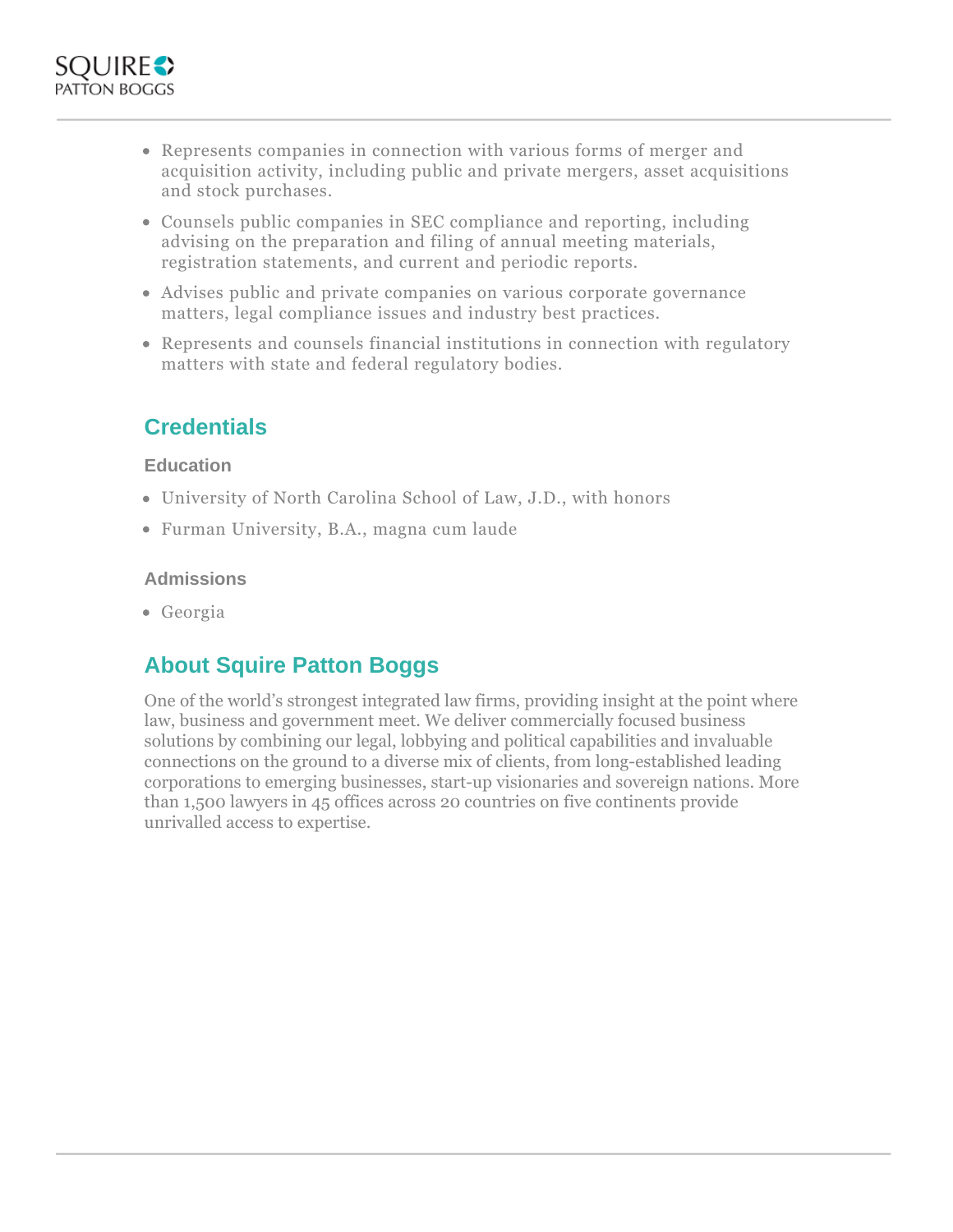- Represents companies in connection with various forms of merger and acquisition activity, including public and private mergers, asset acquisitions and stock purchases.
- Counsels public companies in SEC compliance and reporting, including advising on the preparation and filing of annual meeting materials, registration statements, and current and periodic reports.
- Advises public and private companies on various corporate governance matters, legal compliance issues and industry best practices.
- Represents and counsels financial institutions in connection with regulatory matters with state and federal regulatory bodies.

## Credentials

### Education

- University of North Carolina School of Law, J.D., with honors
- Furman University, B.A., magna cum laude

### Admissions

- Georgia

## About Squire Patton Boggs

One of the world's strongest integrated law firms, providing insight at the point where law, business and government meet. We deliver commercially focused business solutions by combining our legal, lobbying and political capabilities and invaluable connections on the ground to a diverse mix of clients, from long-established leading corporations to emerging businesses, start-up visionaries and sovereign nations. More than 1,500 lawyers in 45 offices across 20 countries on five continents provide unrivalled access to expertise.